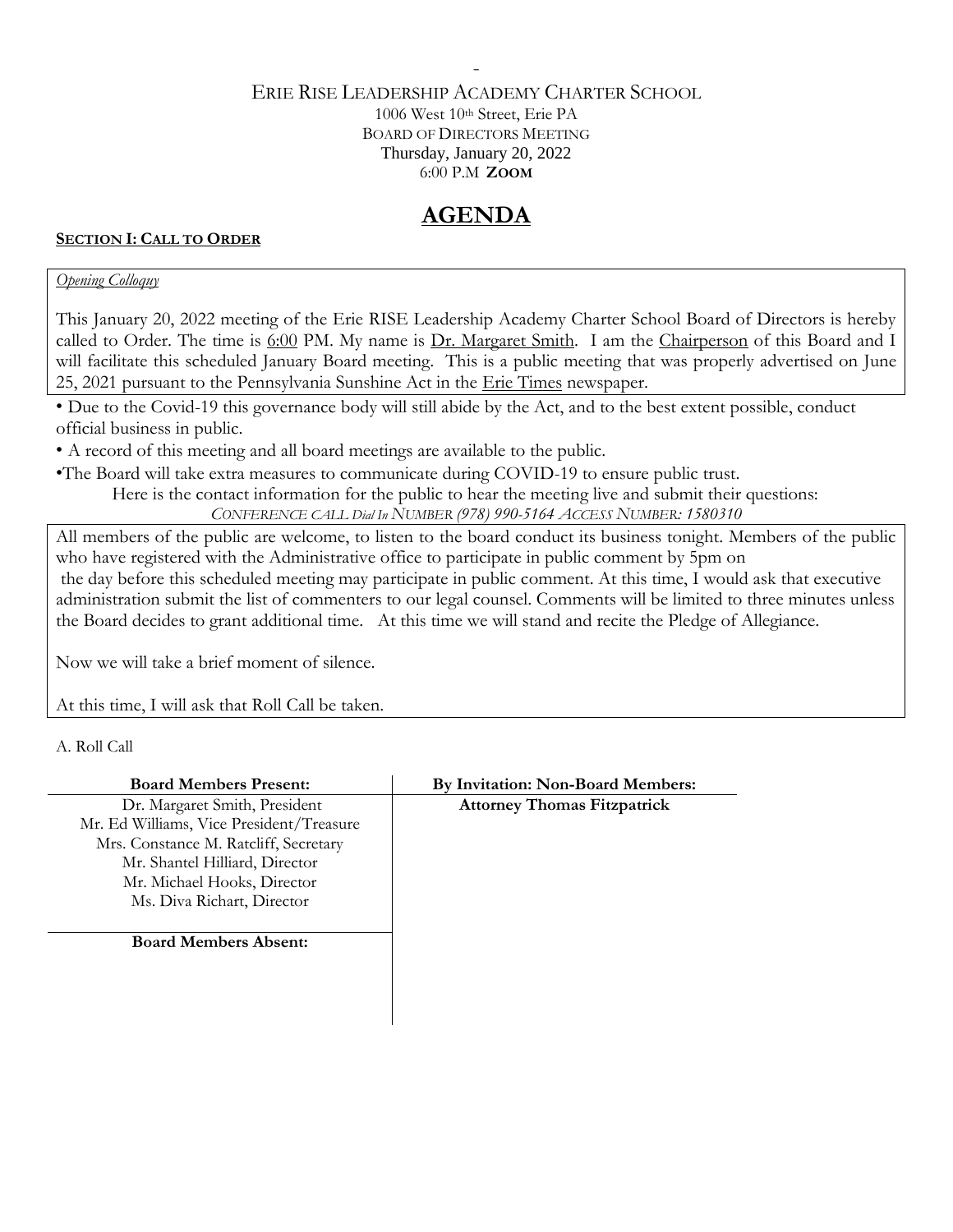-

ERIE RISE LEADERSHIP ACADEMY CHARTER SCHOOL

1006 West 10th Street, Erie PA

BOARD OF DIRECTORS MEETING

Thursday, January 20, 2022

6:00 P.M **ZOOM**

# AGENDA

**SECTION I: CALL TO ORDER**

*Opening Colloquy*

This January 20, 2022 meeting of the Erie RISE Leadership Academy Charter School Board of Directors is hereby called to Order. The time is 6:00 PM. My name is Dr. Margaret Smith. I am the Chairperson of this Board and I will facilitate this scheduled January Board meeting. This is a public meeting that was properly advertised on June 25, 2021 pursuant to the Pennsylvania Sunshine Act in the Erie Times newspaper.

- Due to the Covid-19 this governance body will still abide by the Act, and to the best extent possible, conduct official business in public.
- A record of this meeting and all board meetings are available to the public.
- The Board will take extra measures to communicate during COVID-19 to ensure public trust.

Here is the contact information for the public to hear the meeting live and submit their questions:

*CONFERENCE CALL Dial In NUMBER (978) 990-5164 ACCESS NUMBER: 1580310*

All members of the public are welcome, to listen to the board conduct its business tonight. Members of the public who have registered with the Administrative office to participate in public comment by 5pm on the day before this scheduled meeting may participate in public comment. At this time, I would ask that executive administration submit the list of commenters to our legal counsel. Comments will be limited to three minutes unless the Board decides to grant additional time. At this time we will stand and recite the Pledge of Allegiance.

Now we will take a brief moment of silence.

At this time, I will ask that Roll Call be taken.

A. Roll Call

| Board Members Present: | By Invitation: Non-Board Members: |
|---|---|
| Dr. Margaret Smith, President | **Attorney Thomas Fitzpatrick** |
| Mr. Ed Williams, Vice President/Treasure | |
| Mrs. Constance M. Ratcliff, Secretary | |
| Mr. Shantel Hilliard, Director | |
| Mr. Michael Hooks, Director | |
| Ms. Diva Richart, Director | |
| **Board Members Absent:** | |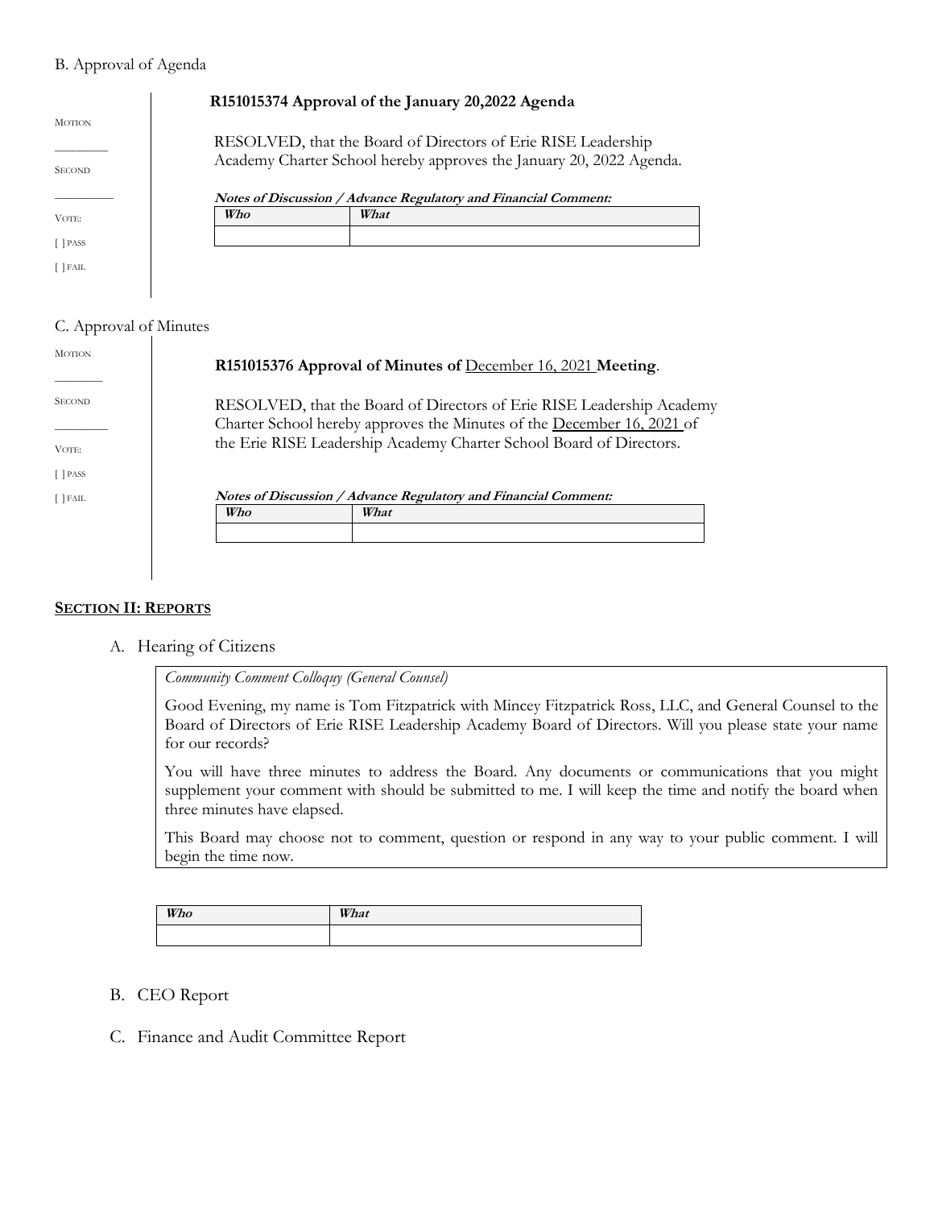B. Approval of Agenda

MOTION

________

SECOND

________

VOTE:

[ ] PASS

[ ] FAIL

**R151015374 Approval of the January 20,2022 Agenda**

RESOLVED, that the Board of Directors of Erie RISE Leadership Academy Charter School hereby approves the January 20, 2022 Agenda.

***Notes of Discussion / Advance Regulatory and Financial Comment:***

| *Who* | *What* |
|---|---|
| | |

C. Approval of Minutes

MOTION

________

SECOND

________

VOTE:

[ ] PASS

[ ] FAIL

**R151015376 Approval of Minutes of** <u>December 16, 2021</u> **Meeting**.

RESOLVED, that the Board of Directors of Erie RISE Leadership Academy Charter School hereby approves the Minutes of the <u>December 16, 2021</u> of the Erie RISE Leadership Academy Charter School Board of Directors.

***Notes of Discussion / Advance Regulatory and Financial Comment:***

| *Who* | *What* |
|---|---|
| | |

## SECTION II: REPORTS

A. Hearing of Citizens

*Community Comment Colloquy (General Counsel)*

Good Evening, my name is Tom Fitzpatrick with Mincey Fitzpatrick Ross, LLC, and General Counsel to the Board of Directors of Erie RISE Leadership Academy Board of Directors. Will you please state your name for our records?

You will have three minutes to address the Board. Any documents or communications that you might supplement your comment with should be submitted to me. I will keep the time and notify the board when three minutes have elapsed.

This Board may choose not to comment, question or respond in any way to your public comment. I will begin the time now.

| *Who* | *What* |
|---|---|
| | |

B. CEO Report

C. Finance and Audit Committee Report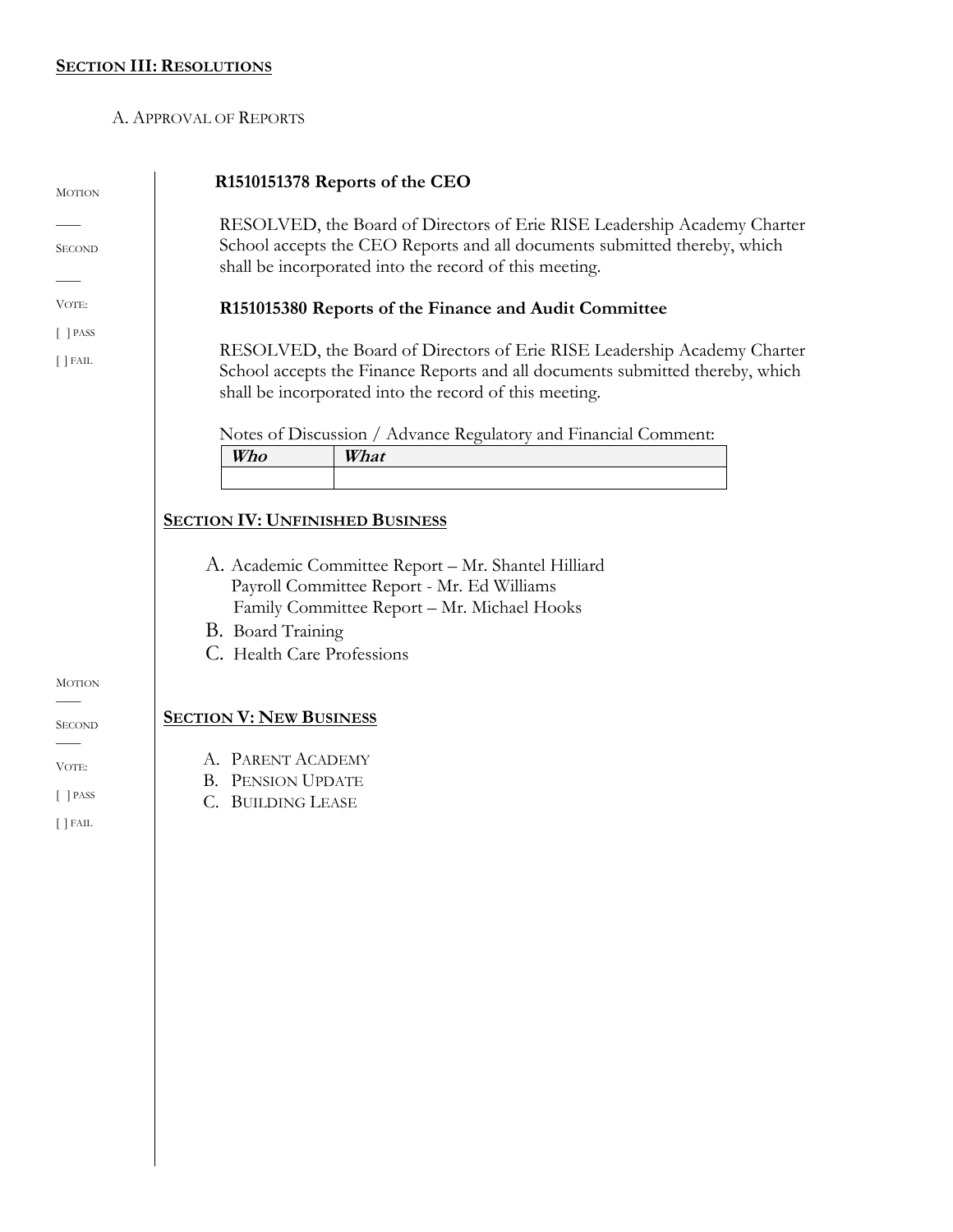## SECTION III: RESOLUTIONS

A. APPROVAL OF REPORTS

MOTION

\_\_\_\_

SECOND

\_\_\_\_

VOTE:

[ ] PASS

[ ] FAIL

**R1510151378 Reports of the CEO**

RESOLVED, the Board of Directors of Erie RISE Leadership Academy Charter School accepts the CEO Reports and all documents submitted thereby, which shall be incorporated into the record of this meeting.

**R151015380 Reports of the Finance and Audit Committee**

RESOLVED, the Board of Directors of Erie RISE Leadership Academy Charter School accepts the Finance Reports and all documents submitted thereby, which shall be incorporated into the record of this meeting.

Notes of Discussion / Advance Regulatory and Financial Comment:

| ***Who*** | ***What*** |
|---|---|
| | |

## SECTION IV: UNFINISHED BUSINESS

A. Academic Committee Report – Mr. Shantel Hilliard
   Payroll Committee Report - Mr. Ed Williams
   Family Committee Report – Mr. Michael Hooks
B. Board Training
C. Health Care Professions

MOTION

\_\_\_\_

SECOND

\_\_\_\_

VOTE:

[ ] PASS

[ ] FAIL

## SECTION V: NEW BUSINESS

A. PARENT ACADEMY
B. PENSION UPDATE
C. BUILDING LEASE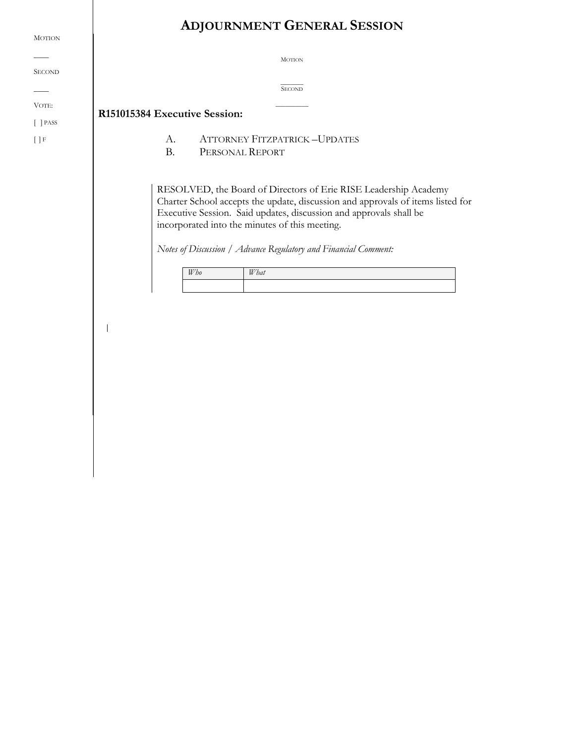# Adjournment General Session

Motion

\_\_\_\_

Second

\_\_\_\_

Vote:

[ ] pass

[ ] F

Motion

\_\_\_\_\_\_

Second

\_\_\_\_\_\_\_\_

**R151015384 Executive Session:**

A. Attorney Fitzpatrick –Updates

B. Personal Report

RESOLVED, the Board of Directors of Erie RISE Leadership Academy Charter School accepts the update, discussion and approvals of items listed for Executive Session. Said updates, discussion and approvals shall be incorporated into the minutes of this meeting.

*Notes of Discussion / Advance Regulatory and Financial Comment:*

| *Who* | *What* |
|---|---|
| | |